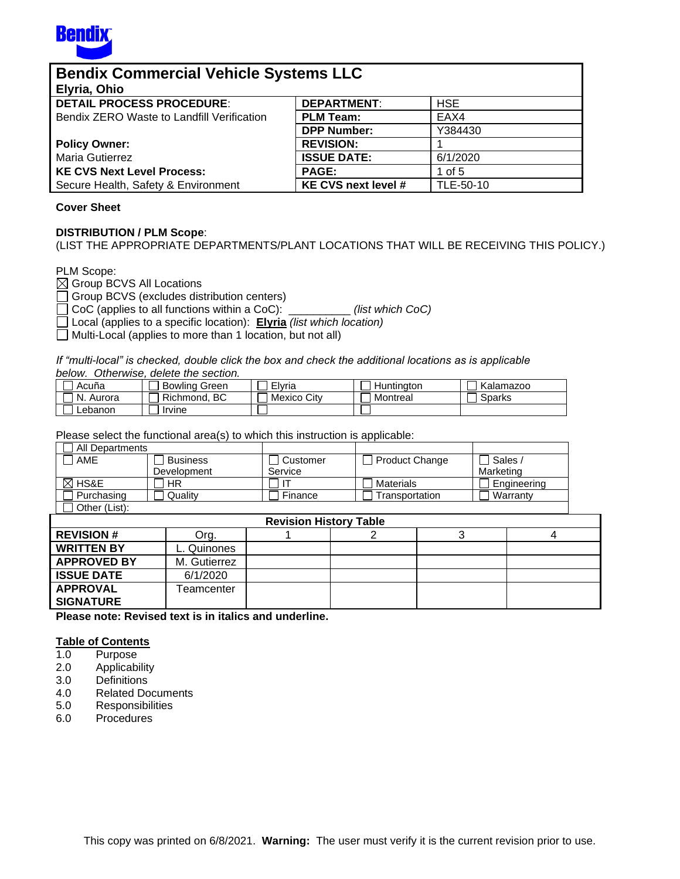Bendix

| **Bendix Commercial Vehicle Systems LLC**<br>**Elyria, Ohio** | | |
|---|---|---|
| **DETAIL PROCESS PROCEDURE**:<br>Bendix ZERO Waste to Landfill Verification | **DEPARTMENT**: | HSE |
| | **PLM Team:** | EAX4 |
| | **DPP Number:** | Y384430 |
| **Policy Owner:** | **REVISION:** | 1 |
| Maria Gutierrez | **ISSUE DATE:** | 6/1/2020 |
| **KE CVS Next Level Process:** | **PAGE:** | 1 of 5 |
| Secure Health, Safety & Environment | **KE CVS next level #** | TLE-50-10 |

**Cover Sheet**

**DISTRIBUTION / PLM Scope**:
(LIST THE APPROPRIATE DEPARTMENTS/PLANT LOCATIONS THAT WILL BE RECEIVING THIS POLICY.)

PLM Scope:

☒ Group BCVS All Locations
☐ Group BCVS (excludes distribution centers)
☐ CoC (applies to all functions within a CoC): __________ *(list which CoC)*
☐ Local (applies to a specific location): **Elyria** *(list which location)*
☐ Multi-Local (applies to more than 1 location, but not all)

*If "multi-local" is checked, double click the box and check the additional locations as is applicable below. Otherwise, delete the section.*

| | | | | |
|---|---|---|---|---|
| ☐ Acuña | ☐ Bowling Green | ☐ Elyria | ☐ Huntington | ☐ Kalamazoo |
| ☐ N. Aurora | ☐ Richmond, BC | ☐ Mexico City | ☐ Montreal | ☐ Sparks |
| ☐ Lebanon | ☐ Irvine | ☐ | ☐ | |

Please select the functional area(s) to which this instruction is applicable:

| | | | | |
|---|---|---|---|---|
| ☐ All Departments | | | | |
| ☐ AME | ☐ Business Development | ☐ Customer Service | ☐ Product Change | ☐ Sales / Marketing |
| ☒ HS&E | ☐ HR | ☐ IT | ☐ Materials | ☐ Engineering |
| ☐ Purchasing | ☐ Quality | ☐ Finance | ☐ Transportation | ☐ Warranty |
| ☐ Other (List): | | | | |

**Revision History Table**

| **REVISION #** | Org. | 1 | 2 | 3 | 4 |
|---|---|---|---|---|---|
| **WRITTEN BY** | L. Quinones | | | | |
| **APPROVED BY** | M. Gutierrez | | | | |
| **ISSUE DATE** | 6/1/2020 | | | | |
| **APPROVAL SIGNATURE** | Teamcenter | | | | |

**Please note: Revised text is in italics and underline.**

**Table of Contents**

1.0 Purpose
2.0 Applicability
3.0 Definitions
4.0 Related Documents
5.0 Responsibilities
6.0 Procedures

This copy was printed on 6/8/2021. **Warning:** The user must verify it is the current revision prior to use.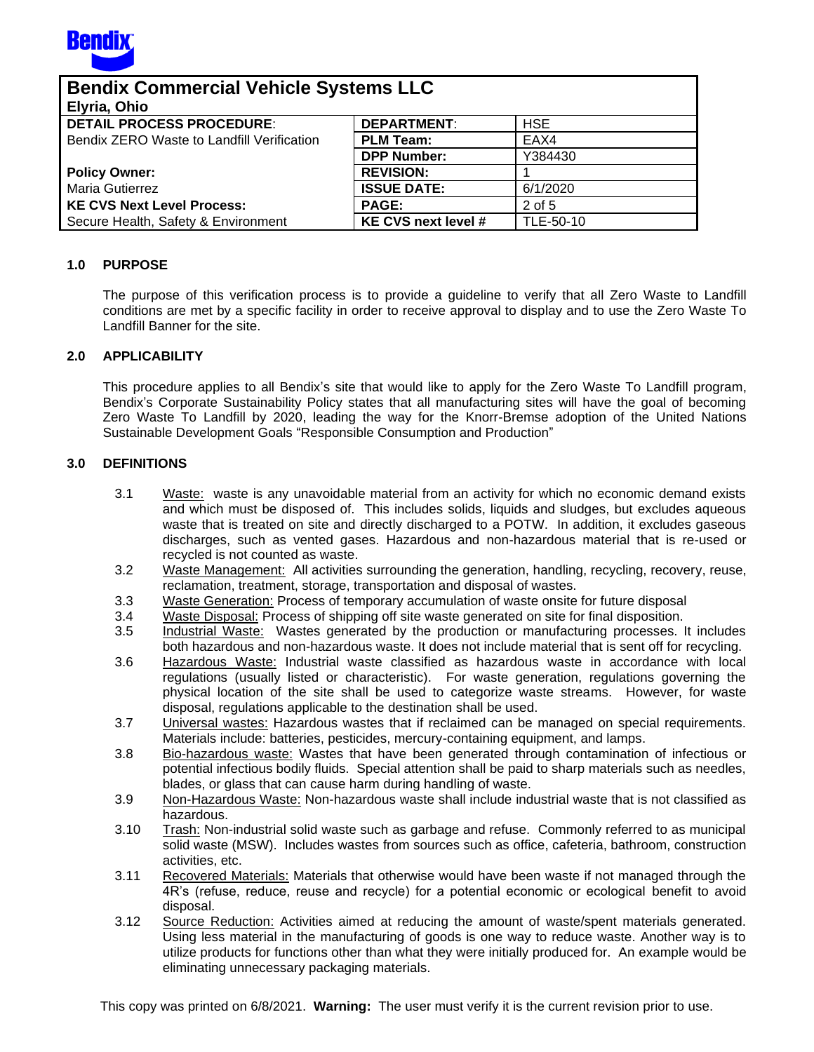| **Bendix Commercial Vehicle Systems LLC** Elyria, Ohio | | |
|---|---|---|
| **DETAIL PROCESS PROCEDURE**: | **DEPARTMENT**: | HSE |
| Bendix ZERO Waste to Landfill Verification | **PLM Team:** | EAX4 |
| | **DPP Number:** | Y384430 |
| **Policy Owner:** | **REVISION:** | 1 |
| Maria Gutierrez | **ISSUE DATE:** | 6/1/2020 |
| **KE CVS Next Level Process:** | **PAGE:** | 2 of 5 |
| Secure Health, Safety & Environment | **KE CVS next level #** | TLE-50-10 |

## 1.0 PURPOSE

The purpose of this verification process is to provide a guideline to verify that all Zero Waste to Landfill conditions are met by a specific facility in order to receive approval to display and to use the Zero Waste To Landfill Banner for the site.

## 2.0 APPLICABILITY

This procedure applies to all Bendix's site that would like to apply for the Zero Waste To Landfill program, Bendix's Corporate Sustainability Policy states that all manufacturing sites will have the goal of becoming Zero Waste To Landfill by 2020, leading the way for the Knorr-Bremse adoption of the United Nations Sustainable Development Goals "Responsible Consumption and Production"

## 3.0 DEFINITIONS

3.1 Waste: waste is any unavoidable material from an activity for which no economic demand exists and which must be disposed of. This includes solids, liquids and sludges, but excludes aqueous waste that is treated on site and directly discharged to a POTW. In addition, it excludes gaseous discharges, such as vented gases. Hazardous and non-hazardous material that is re-used or recycled is not counted as waste.

3.2 Waste Management: All activities surrounding the generation, handling, recycling, recovery, reuse, reclamation, treatment, storage, transportation and disposal of wastes.

3.3 Waste Generation: Process of temporary accumulation of waste onsite for future disposal

3.4 Waste Disposal: Process of shipping off site waste generated on site for final disposition.

3.5 Industrial Waste: Wastes generated by the production or manufacturing processes. It includes both hazardous and non-hazardous waste. It does not include material that is sent off for recycling.

3.6 Hazardous Waste: Industrial waste classified as hazardous waste in accordance with local regulations (usually listed or characteristic). For waste generation, regulations governing the physical location of the site shall be used to categorize waste streams. However, for waste disposal, regulations applicable to the destination shall be used.

3.7 Universal wastes: Hazardous wastes that if reclaimed can be managed on special requirements. Materials include: batteries, pesticides, mercury-containing equipment, and lamps.

3.8 Bio-hazardous waste: Wastes that have been generated through contamination of infectious or potential infectious bodily fluids. Special attention shall be paid to sharp materials such as needles, blades, or glass that can cause harm during handling of waste.

3.9 Non-Hazardous Waste: Non-hazardous waste shall include industrial waste that is not classified as hazardous.

3.10 Trash: Non-industrial solid waste such as garbage and refuse. Commonly referred to as municipal solid waste (MSW). Includes wastes from sources such as office, cafeteria, bathroom, construction activities, etc.

3.11 Recovered Materials: Materials that otherwise would have been waste if not managed through the 4R's (refuse, reduce, reuse and recycle) for a potential economic or ecological benefit to avoid disposal.

3.12 Source Reduction: Activities aimed at reducing the amount of waste/spent materials generated. Using less material in the manufacturing of goods is one way to reduce waste. Another way is to utilize products for functions other than what they were initially produced for. An example would be eliminating unnecessary packaging materials.

This copy was printed on 6/8/2021. **Warning:** The user must verify it is the current revision prior to use.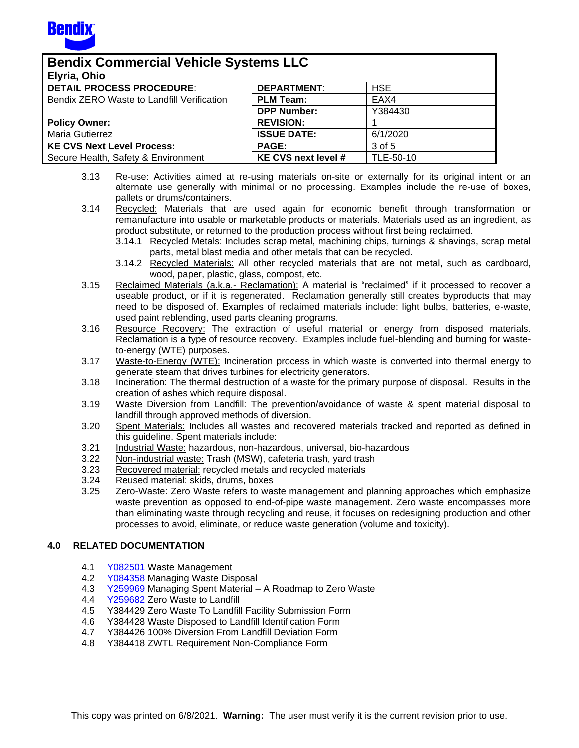3.13 Re-use: Activities aimed at re-using materials on-site or externally for its original intent or an alternate use generally with minimal or no processing. Examples include the re-use of boxes, pallets or drums/containers.

3.14 Recycled: Materials that are used again for economic benefit through transformation or remanufacture into usable or marketable products or materials. Materials used as an ingredient, as product substitute, or returned to the production process without first being reclaimed.

- 3.14.1 Recycled Metals: Includes scrap metal, machining chips, turnings & shavings, scrap metal parts, metal blast media and other metals that can be recycled.
- 3.14.2 Recycled Materials: All other recycled materials that are not metal, such as cardboard, wood, paper, plastic, glass, compost, etc.

3.15 Reclaimed Materials (a.k.a.- Reclamation): A material is "reclaimed" if it processed to recover a useable product, or if it is regenerated. Reclamation generally still creates byproducts that may need to be disposed of. Examples of reclaimed materials include: light bulbs, batteries, e-waste, used paint reblending, used parts cleaning programs.

3.16 Resource Recovery: The extraction of useful material or energy from disposed materials. Reclamation is a type of resource recovery. Examples include fuel-blending and burning for waste-to-energy (WTE) purposes.

3.17 Waste-to-Energy (WTE): Incineration process in which waste is converted into thermal energy to generate steam that drives turbines for electricity generators.

3.18 Incineration: The thermal destruction of a waste for the primary purpose of disposal. Results in the creation of ashes which require disposal.

3.19 Waste Diversion from Landfill: The prevention/avoidance of waste & spent material disposal to landfill through approved methods of diversion.

3.20 Spent Materials: Includes all wastes and recovered materials tracked and reported as defined in this guideline. Spent materials include:

3.21 Industrial Waste: hazardous, non-hazardous, universal, bio-hazardous

3.22 Non-industrial waste: Trash (MSW), cafeteria trash, yard trash

3.23 Recovered material: recycled metals and recycled materials

3.24 Reused material: skids, drums, boxes

3.25 Zero-Waste: Zero Waste refers to waste management and planning approaches which emphasize waste prevention as opposed to end-of-pipe waste management. Zero waste encompasses more than eliminating waste through recycling and reuse, it focuses on redesigning production and other processes to avoid, eliminate, or reduce waste generation (volume and toxicity).

## 4.0 RELATED DOCUMENTATION

- 4.1 Y082501 Waste Management
- 4.2 Y084358 Managing Waste Disposal
- 4.3 Y259969 Managing Spent Material – A Roadmap to Zero Waste
- 4.4 Y259682 Zero Waste to Landfill
- 4.5 Y384429 Zero Waste To Landfill Facility Submission Form
- 4.6 Y384428 Waste Disposed to Landfill Identification Form
- 4.7 Y384426 100% Diversion From Landfill Deviation Form
- 4.8 Y384418 ZWTL Requirement Non-Compliance Form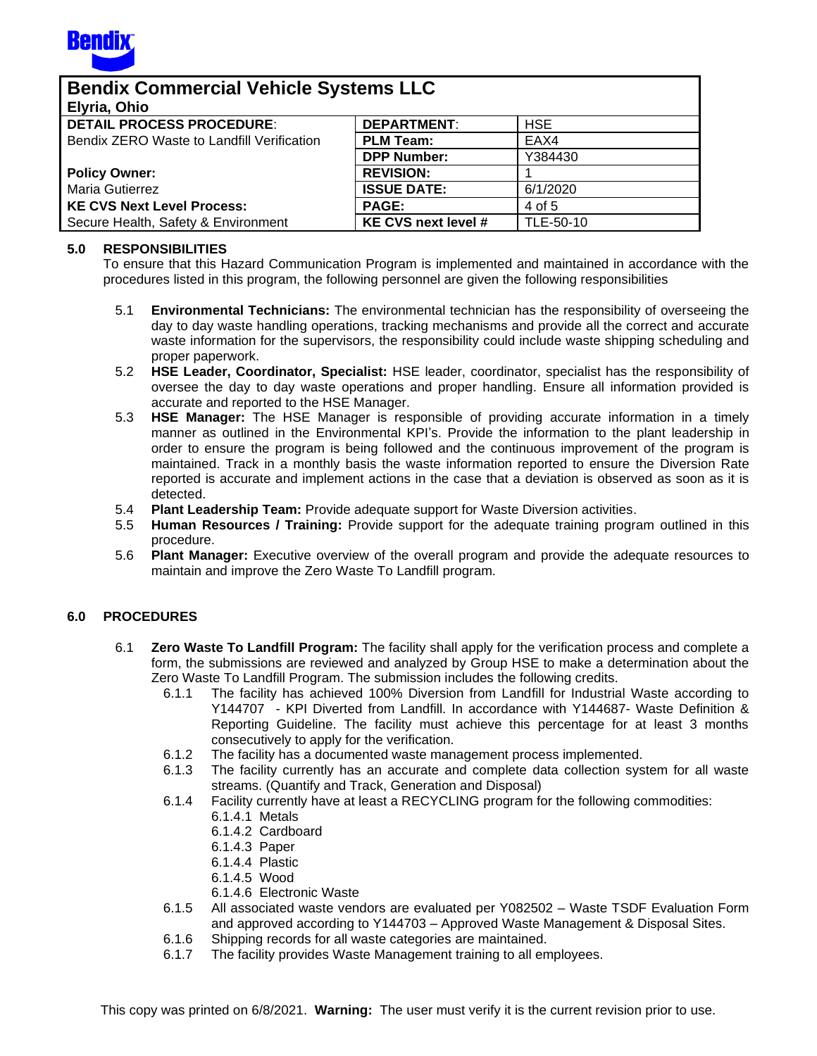| **Bendix Commercial Vehicle Systems LLC**<br>**Elyria, Ohio** | | |
|---|---|---|
| **DETAIL PROCESS PROCEDURE**:<br>Bendix ZERO Waste to Landfill Verification | **DEPARTMENT**: | HSE |
| | **PLM Team:** | EAX4 |
| | **DPP Number:** | Y384430 |
| **Policy Owner:**<br>Maria Gutierrez | **REVISION:** | 1 |
| | **ISSUE DATE:** | 6/1/2020 |
| **KE CVS Next Level Process:**<br>Secure Health, Safety & Environment | **PAGE:** | 4 of 5 |
| | **KE CVS next level #** | TLE-50-10 |

## 5.0 RESPONSIBILITIES

To ensure that this Hazard Communication Program is implemented and maintained in accordance with the procedures listed in this program, the following personnel are given the following responsibilities

- 5.1 **Environmental Technicians:** The environmental technician has the responsibility of overseeing the day to day waste handling operations, tracking mechanisms and provide all the correct and accurate waste information for the supervisors, the responsibility could include waste shipping scheduling and proper paperwork.
- 5.2 **HSE Leader, Coordinator, Specialist:** HSE leader, coordinator, specialist has the responsibility of oversee the day to day waste operations and proper handling. Ensure all information provided is accurate and reported to the HSE Manager.
- 5.3 **HSE Manager:** The HSE Manager is responsible of providing accurate information in a timely manner as outlined in the Environmental KPI's. Provide the information to the plant leadership in order to ensure the program is being followed and the continuous improvement of the program is maintained. Track in a monthly basis the waste information reported to ensure the Diversion Rate reported is accurate and implement actions in the case that a deviation is observed as soon as it is detected.
- 5.4 **Plant Leadership Team:** Provide adequate support for Waste Diversion activities.
- 5.5 **Human Resources / Training:** Provide support for the adequate training program outlined in this procedure.
- 5.6 **Plant Manager:** Executive overview of the overall program and provide the adequate resources to maintain and improve the Zero Waste To Landfill program.

## 6.0 PROCEDURES

- 6.1 **Zero Waste To Landfill Program:** The facility shall apply for the verification process and complete a form, the submissions are reviewed and analyzed by Group HSE to make a determination about the Zero Waste To Landfill Program. The submission includes the following credits.
  - 6.1.1 The facility has achieved 100% Diversion from Landfill for Industrial Waste according to Y144707 - KPI Diverted from Landfill. In accordance with Y144687- Waste Definition & Reporting Guideline. The facility must achieve this percentage for at least 3 months consecutively to apply for the verification.
  - 6.1.2 The facility has a documented waste management process implemented.
  - 6.1.3 The facility currently has an accurate and complete data collection system for all waste streams. (Quantify and Track, Generation and Disposal)
  - 6.1.4 Facility currently have at least a RECYCLING program for the following commodities:
    - 6.1.4.1 Metals
    - 6.1.4.2 Cardboard
    - 6.1.4.3 Paper
    - 6.1.4.4 Plastic
    - 6.1.4.5 Wood
    - 6.1.4.6 Electronic Waste
  - 6.1.5 All associated waste vendors are evaluated per Y082502 – Waste TSDF Evaluation Form and approved according to Y144703 – Approved Waste Management & Disposal Sites.
  - 6.1.6 Shipping records for all waste categories are maintained.
  - 6.1.7 The facility provides Waste Management training to all employees.

This copy was printed on 6/8/2021. **Warning:** The user must verify it is the current revision prior to use.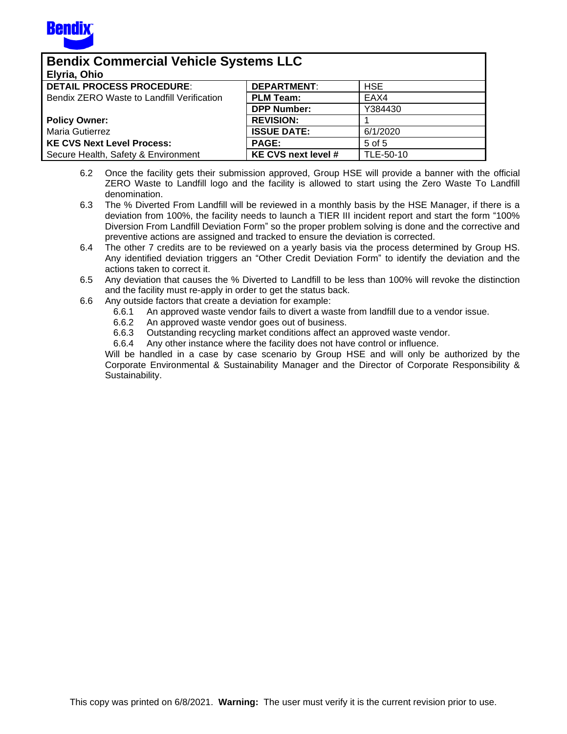6.2 Once the facility gets their submission approved, Group HSE will provide a banner with the official ZERO Waste to Landfill logo and the facility is allowed to start using the Zero Waste To Landfill denomination.

6.3 The % Diverted From Landfill will be reviewed in a monthly basis by the HSE Manager, if there is a deviation from 100%, the facility needs to launch a TIER III incident report and start the form "100% Diversion From Landfill Deviation Form" so the proper problem solving is done and the corrective and preventive actions are assigned and tracked to ensure the deviation is corrected.

6.4 The other 7 credits are to be reviewed on a yearly basis via the process determined by Group HS. Any identified deviation triggers an "Other Credit Deviation Form" to identify the deviation and the actions taken to correct it.

6.5 Any deviation that causes the % Diverted to Landfill to be less than 100% will revoke the distinction and the facility must re-apply in order to get the status back.

6.6 Any outside factors that create a deviation for example:

- 6.6.1 An approved waste vendor fails to divert a waste from landfill due to a vendor issue.
- 6.6.2 An approved waste vendor goes out of business.
- 6.6.3 Outstanding recycling market conditions affect an approved waste vendor.
- 6.6.4 Any other instance where the facility does not have control or influence.

Will be handled in a case by case scenario by Group HSE and will only be authorized by the Corporate Environmental & Sustainability Manager and the Director of Corporate Responsibility & Sustainability.